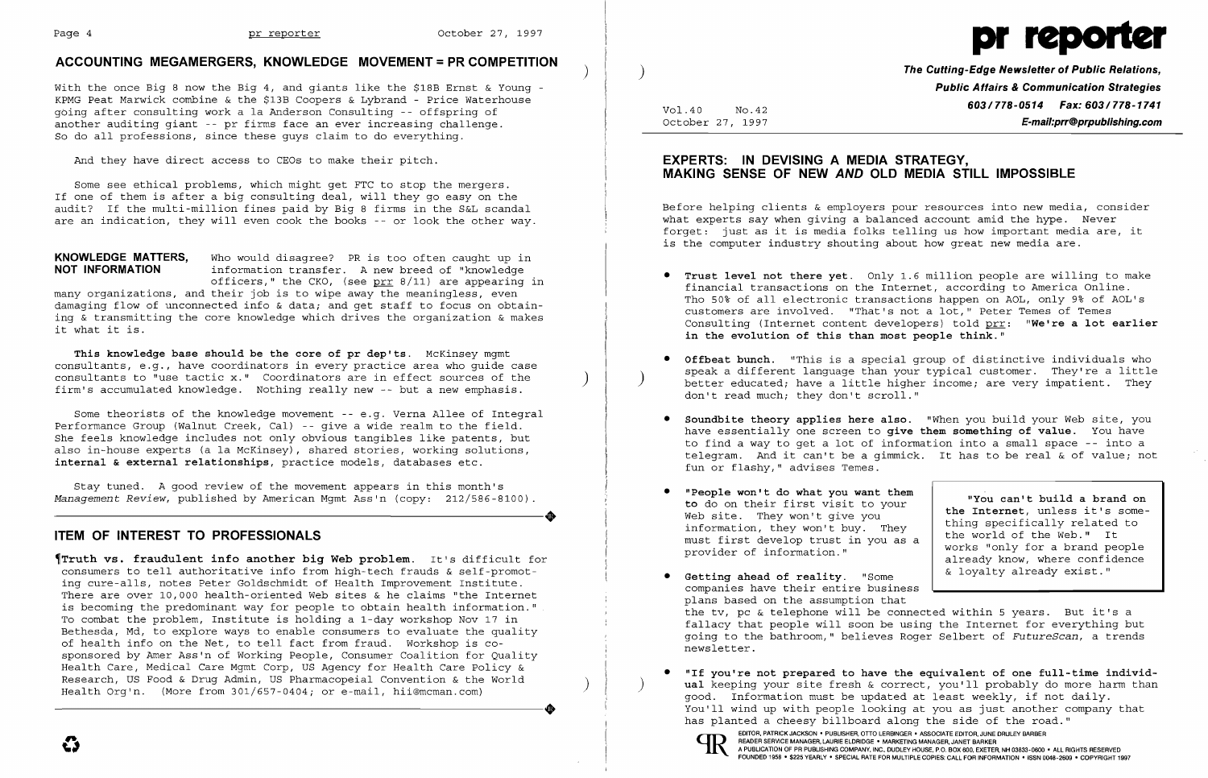## ACCOUNTING MEGAMERGERS, KNOWLEDGE MOVEMENT = PR COMPETITION

With the once Big 8 now the Big 4, and giants like the $18B Ernst & Young - KPMG Peat Marwick combine & the $13B Coopers & Lybrand - Price Waterhouse going after consulting work a la Anderson Consulting -- offspring of another auditing giant -- pr firms face an ever increasing challenge. So do all professions, since these guys claim to do everything.

And they have direct access to CEOs to make their pitch.

Some see ethical problems, which might get FTC to stop the mergers. If one of them is after a big consulting deal, will they go easy on the audit? If the multi-million fines paid by Big 8 firms in the S&L scandal are an indication, they will even cook the books -- or look the other way.

**KNOWLEDGE MATTERS, NOT INFORMATION** Who would disagree? PR is too often caught up in information transfer. A new breed of "knowledge officers," the CKO, (see prr 8/11) are appearing in many organizations, and their job is to wipe away the meaningless, even damaging flow of unconnected info & data; and get staff to focus on obtaining & transmitting the core knowledge which drives the organization & makes it what it is.

**This knowledge base should be the core of pr dep'ts**. McKinsey mgmt consultants, e.g., have coordinators in every practice area who guide case consultants to "use tactic x." Coordinators are in effect sources of the firm's accumulated knowledge. Nothing really new -- but a new emphasis.

Some theorists of the knowledge movement -- e.g. Verna Allee of Integral Performance Group (Walnut Creek, Cal) -- give a wide realm to the field. She feels knowledge includes not only obvious tangibles like patents, but also in-house experts (a la McKinsey), shared stories, working solutions, **internal & external relationships**, practice models, databases etc.

Stay tuned. A good review of the movement appears in this month's *Management Review*, published by American Mgmt Ass'n (copy: 212/586-8100).

## ITEM OF INTEREST TO PROFESSIONALS

¶**Truth vs. fraudulent info another big Web problem.** It's difficult for consumers to tell authoritative info from high-tech frauds & self-promoting cure-alls, notes Peter Goldschmidt of Health Improvement Institute. There are over 10,000 health-oriented Web sites & he claims "the Internet is becoming the predominant way for people to obtain health information." To combat the problem, Institute is holding a 1-day workshop Nov 17 in Bethesda, Md, to explore ways to enable consumers to evaluate the quality of health info on the Net, to tell fact from fraud. Workshop is co-sponsored by Amer Ass'n of Working People, Consumer Coalition for Quality Health Care, Medical Care Mgmt Corp, US Agency for Health Care Policy & Research, US Food & Drug Admin, US Pharmacopeial Convention & the World Health Org'n. (More from 301/657-0404; or e-mail, hii@mcman.com)

# pr reporter

**The Cutting-Edge Newsletter of Public Relations, Public Affairs & Communication Strategies**
**603/778-0514 Fax: 603/778-1741**
**E-mail:prr@prpublishing.com**

Vol.40 No.42
October 27, 1997

## EXPERTS: IN DEVISING A MEDIA STRATEGY, MAKING SENSE OF NEW *AND* OLD MEDIA STILL IMPOSSIBLE

Before helping clients & employers pour resources into new media, consider what experts say when giving a balanced account amid the hype. Never forget: just as it is media folks telling us how important media are, it is the computer industry shouting about how great new media are.

- **Trust level not there yet**. Only 1.6 million people are willing to make financial transactions on the Internet, according to America Online. Tho 50% of all electronic transactions happen on AOL, only 9% of AOL's customers are involved. "That's not a lot," Peter Temes of Temes Consulting (Internet content developers) told prr: **"We're a lot earlier in the evolution of this than most people think."**

- **Offbeat bunch**. "This is a special group of distinctive individuals who speak a different language than your typical customer. They're a little better educated; have a little higher income; are very impatient. They don't read much; they don't scroll."

- **Soundbite theory applies here also**. "When you build your Web site, you have essentially one screen to **give them something of value**. You have to find a way to get a lot of information into a small space -- into a telegram. And it can't be a gimmick. It has to be real & of value; not fun or flashy," advises Temes.

- **"People won't do what you want them to** do on their first visit to your Web site. They won't give you information, they won't buy. They must first develop trust in you as a provider of information."

- **Getting ahead of reality**. "Some companies have their entire business plans based on the assumption that the tv, pc & telephone will be connected within 5 years. But it's a fallacy that people will soon be using the Internet for everything but going to the bathroom," believes Roger Selbert of *FutureScan*, a trends newsletter.

> "**You can't build a brand on the Internet**, unless it's something specifically related to the world of the Web." It works "only for a brand people already know, where confidence & loyalty already exist."

- **"If you're not prepared to have the equivalent of one full-time individual** keeping your site fresh & correct, you'll probably do more harm than good. Information must be updated at least weekly, if not daily. You'll wind up with people looking at you as just another company that has planted a cheesy billboard along the side of the road."

EDITOR, PATRICK JACKSON • PUBLISHER, OTTO LERBINGER • ASSOCIATE EDITOR, JUNE DRULEY BARBER
READER SERVICE MANAGER, LAURIE ELDRIDGE • MARKETING MANAGER, JANET BARKER
A PUBLICATION OF PR PUBLISHING COMPANY, INC. DUDLEY HOUSE, P.O. BOX 600, EXETER, NH 03833-0600 • ALL RIGHTS RESERVED
FOUNDED 1958 • $225 YEARLY • SPECIAL RATE FOR MULTIPLE COPIES: CALL FOR INFORMATION • ISSN 0048-2609 • COPYRIGHT 1997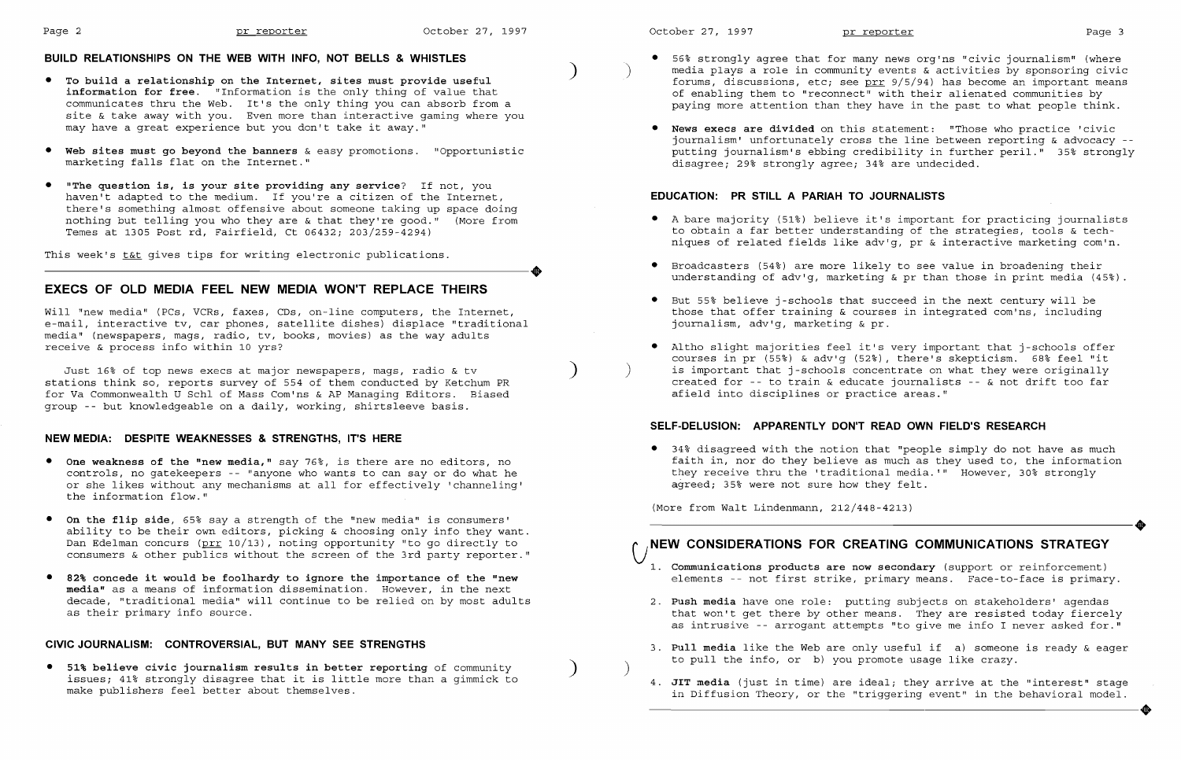## BUILD RELATIONSHIPS ON THE WEB WITH INFO, NOT BELLS & WHISTLES

- **To build a relationship on the Internet, sites must provide useful information for free.** "Information is the only thing of value that communicates thru the Web. It's the only thing you can absorb from a site & take away with you. Even more than interactive gaming where you may have a great experience but you don't take it away."
- **Web sites must go beyond the banners** & easy promotions. "Opportunistic marketing falls flat on the Internet."
- **"The question is, is your site providing any service?** If not, you haven't adapted to the medium. If you're a citizen of the Internet, there's something almost offensive about someone taking up space doing nothing but telling you who they are & that they're good." (More from Temes at 1305 Post rd, Fairfield, Ct 06432; 203/259-4294)

This week's t&t gives tips for writing electronic publications.

## EXECS OF OLD MEDIA FEEL NEW MEDIA WON'T REPLACE THEIRS

Will "new media" (PCs, VCRs, faxes, CDs, on-line computers, the Internet, e-mail, interactive tv, car phones, satellite dishes) displace "traditional media" (newspapers, mags, radio, tv, books, movies) as the way adults receive & process info within 10 yrs?

Just 16% of top news execs at major newspapers, mags, radio & tv stations think so, reports survey of 554 of them conducted by Ketchum PR for Va Commonwealth U Schl of Mass Com'ns & AP Managing Editors. Biased group -- but knowledgeable on a daily, working, shirtsleeve basis.

### NEW MEDIA: DESPITE WEAKNESSES & STRENGTHS, IT'S HERE

- **One weakness of the "new media,"** say 76%, is there are no editors, no controls, no gatekeepers -- "anyone who wants to can say or do what he or she likes without any mechanisms at all for effectively 'channeling' the information flow."
- **On the flip side**, 65% say a strength of the "new media" is consumers' ability to be their own editors, picking & choosing only info they want. Dan Edelman concurs (prr 10/13), noting opportunity "to go directly to consumers & other publics without the screen of the 3rd party reporter."
- **82% concede it would be foolhardy to ignore the importance of the "new media"** as a means of information dissemination. However, in the next decade, "traditional media" will continue to be relied on by most adults as their primary info source.

### CIVIC JOURNALISM: CONTROVERSIAL, BUT MANY SEE STRENGTHS

- **51% believe civic journalism results in better reporting** of community issues; 41% strongly disagree that it is little more than a gimmick to make publishers feel better about themselves.
- 56% strongly agree that for many news org'ns "civic journalism" (where media plays a role in community events & activities by sponsoring civic forums, discussions, etc; see prr 9/5/94) has become an important means of enabling them to "reconnect" with their alienated communities by paying more attention than they have in the past to what people think.
- **News execs are divided** on this statement: "Those who practice 'civic journalism' unfortunately cross the line between reporting & advocacy -- putting journalism's ebbing credibility in further peril." 35% strongly disagree; 29% strongly agree; 34% are undecided.

### EDUCATION: PR STILL A PARIAH TO JOURNALISTS

- A bare majority (51%) believe it's important for practicing journalists to obtain a far better understanding of the strategies, tools & techniques of related fields like adv'g, pr & interactive marketing com'n.
- Broadcasters (54%) are more likely to see value in broadening their understanding of adv'g, marketing & pr than those in print media (45%).
- But 55% believe j-schools that succeed in the next century will be those that offer training & courses in integrated com'ns, including journalism, adv'g, marketing & pr.
- Altho slight majorities feel it's very important that j-schools offer courses in pr (55%) & adv'g (52%), there's skepticism. 68% feel "it is important that j-schools concentrate on what they were originally created for -- to train & educate journalists -- & not drift too far afield into disciplines or practice areas."

### SELF-DELUSION: APPARENTLY DON'T READ OWN FIELD'S RESEARCH

- 34% disagreed with the notion that "people simply do not have as much faith in, nor do they believe as much as they used to, the information they receive thru the 'traditional media.'" However, 30% strongly agreed; 35% were not sure how they felt.

(More from Walt Lindenmann, 212/448-4213)

## NEW CONSIDERATIONS FOR CREATING COMMUNICATIONS STRATEGY

1. **Communications products are now secondary** (support or reinforcement) elements -- not first strike, primary means. Face-to-face is primary.
2. **Push media** have one role: putting subjects on stakeholders' agendas that won't get there by other means. They are resisted today fiercely as intrusive -- arrogant attempts "to give me info I never asked for."
3. **Pull media** like the Web are only useful if a) someone is ready & eager to pull the info, or b) you promote usage like crazy.
4. **JIT media** (just in time) are ideal; they arrive at the "interest" stage in Diffusion Theory, or the "triggering event" in the behavioral model.